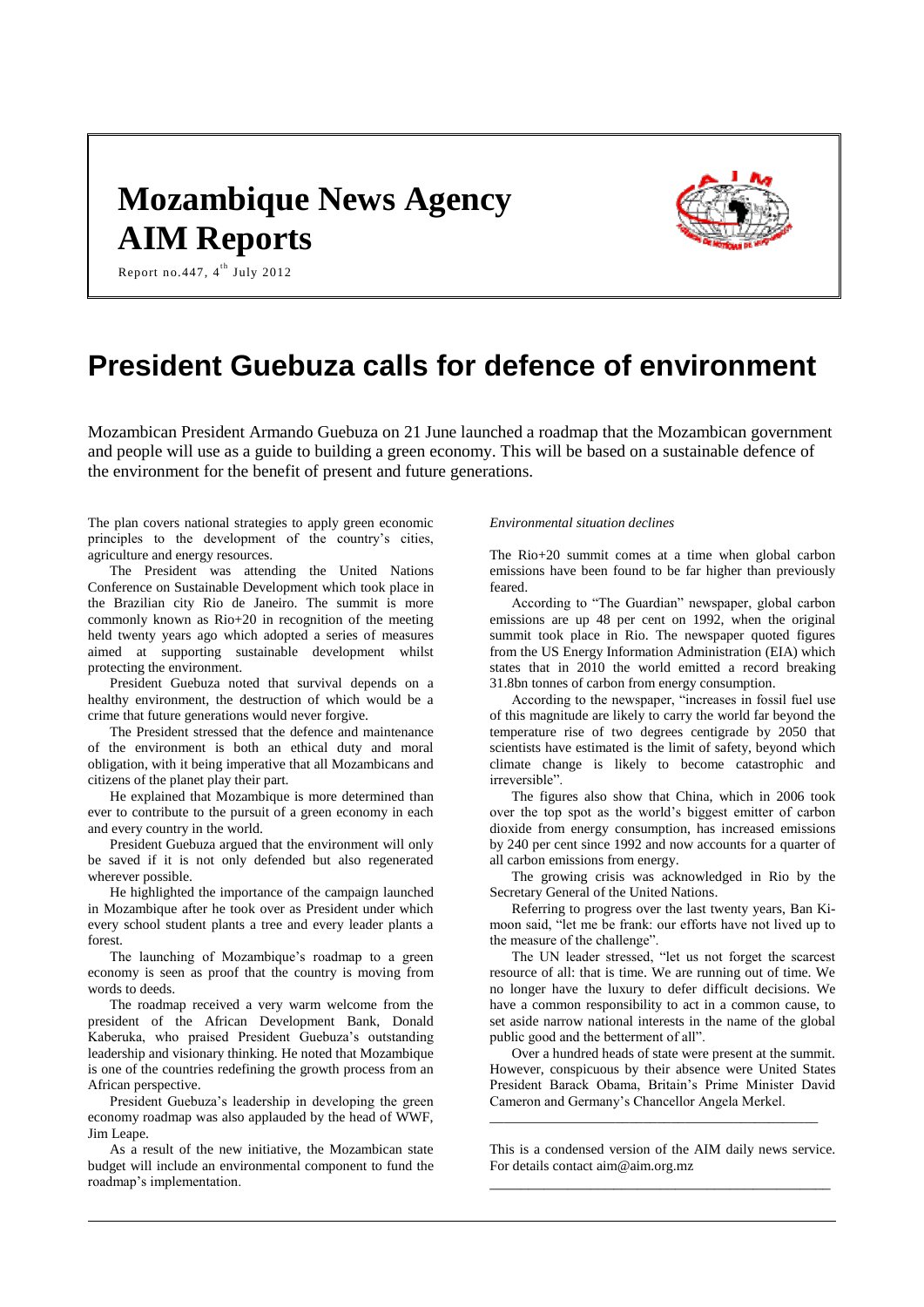# Mozambique News Agency
# AIM Reports

Report no.447, 4th July 2012

# President Guebuza calls for defence of environment

Mozambican President Armando Guebuza on 21 June launched a roadmap that the Mozambican government and people will use as a guide to building a green economy. This will be based on a sustainable defence of the environment for the benefit of present and future generations.

The plan covers national strategies to apply green economic principles to the development of the country's cities, agriculture and energy resources.

The President was attending the United Nations Conference on Sustainable Development which took place in the Brazilian city Rio de Janeiro. The summit is more commonly known as Rio+20 in recognition of the meeting held twenty years ago which adopted a series of measures aimed at supporting sustainable development whilst protecting the environment.

President Guebuza noted that survival depends on a healthy environment, the destruction of which would be a crime that future generations would never forgive.

The President stressed that the defence and maintenance of the environment is both an ethical duty and moral obligation, with it being imperative that all Mozambicans and citizens of the planet play their part.

He explained that Mozambique is more determined than ever to contribute to the pursuit of a green economy in each and every country in the world.

President Guebuza argued that the environment will only be saved if it is not only defended but also regenerated wherever possible.

He highlighted the importance of the campaign launched in Mozambique after he took over as President under which every school student plants a tree and every leader plants a forest.

The launching of Mozambique's roadmap to a green economy is seen as proof that the country is moving from words to deeds.

The roadmap received a very warm welcome from the president of the African Development Bank, Donald Kaberuka, who praised President Guebuza's outstanding leadership and visionary thinking. He noted that Mozambique is one of the countries redefining the growth process from an African perspective.

President Guebuza's leadership in developing the green economy roadmap was also applauded by the head of WWF, Jim Leape.

As a result of the new initiative, the Mozambican state budget will include an environmental component to fund the roadmap's implementation.

*Environmental situation declines*

The Rio+20 summit comes at a time when global carbon emissions have been found to be far higher than previously feared.

According to "The Guardian" newspaper, global carbon emissions are up 48 per cent on 1992, when the original summit took place in Rio. The newspaper quoted figures from the US Energy Information Administration (EIA) which states that in 2010 the world emitted a record breaking 31.8bn tonnes of carbon from energy consumption.

According to the newspaper, "increases in fossil fuel use of this magnitude are likely to carry the world far beyond the temperature rise of two degrees centigrade by 2050 that scientists have estimated is the limit of safety, beyond which climate change is likely to become catastrophic and irreversible".

The figures also show that China, which in 2006 took over the top spot as the world's biggest emitter of carbon dioxide from energy consumption, has increased emissions by 240 per cent since 1992 and now accounts for a quarter of all carbon emissions from energy.

The growing crisis was acknowledged in Rio by the Secretary General of the United Nations.

Referring to progress over the last twenty years, Ban Ki-moon said, "let me be frank: our efforts have not lived up to the measure of the challenge".

The UN leader stressed, "let us not forget the scarcest resource of all: that is time. We are running out of time. We no longer have the luxury to defer difficult decisions. We have a common responsibility to act in a common cause, to set aside narrow national interests in the name of the global public good and the betterment of all".

Over a hundred heads of state were present at the summit. However, conspicuous by their absence were United States President Barack Obama, Britain's Prime Minister David Cameron and Germany's Chancellor Angela Merkel.

---

This is a condensed version of the AIM daily news service. For details contact aim@aim.org.mz

---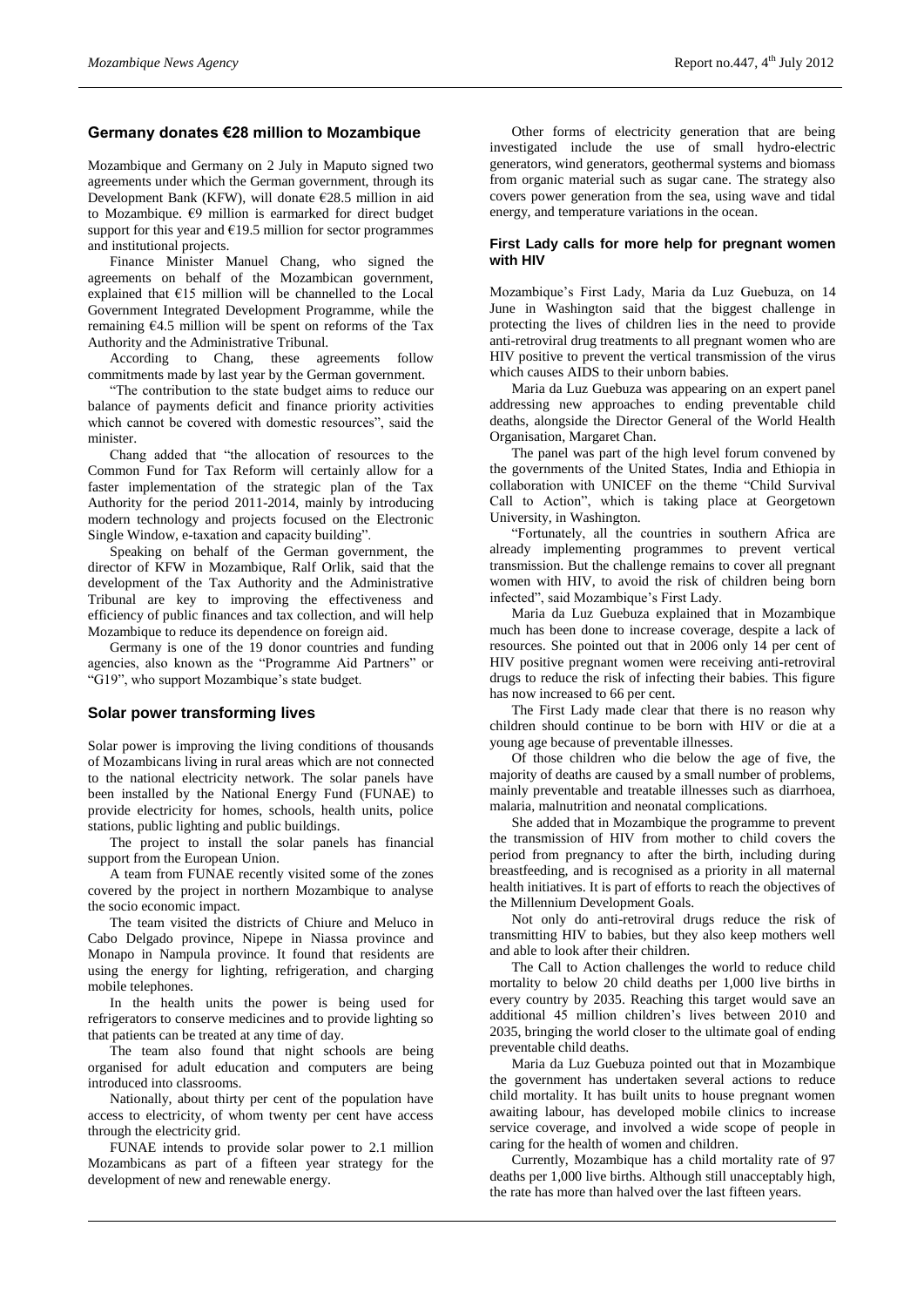## Germany donates €28 million to Mozambique

Mozambique and Germany on 2 July in Maputo signed two agreements under which the German government, through its Development Bank (KFW), will donate €28.5 million in aid to Mozambique. €9 million is earmarked for direct budget support for this year and €19.5 million for sector programmes and institutional projects.

Finance Minister Manuel Chang, who signed the agreements on behalf of the Mozambican government, explained that €15 million will be channelled to the Local Government Integrated Development Programme, while the remaining €4.5 million will be spent on reforms of the Tax Authority and the Administrative Tribunal.

According to Chang, these agreements follow commitments made by last year by the German government.

"The contribution to the state budget aims to reduce our balance of payments deficit and finance priority activities which cannot be covered with domestic resources", said the minister.

Chang added that "the allocation of resources to the Common Fund for Tax Reform will certainly allow for a faster implementation of the strategic plan of the Tax Authority for the period 2011-2014, mainly by introducing modern technology and projects focused on the Electronic Single Window, e-taxation and capacity building".

Speaking on behalf of the German government, the director of KFW in Mozambique, Ralf Orlik, said that the development of the Tax Authority and the Administrative Tribunal are key to improving the effectiveness and efficiency of public finances and tax collection, and will help Mozambique to reduce its dependence on foreign aid.

Germany is one of the 19 donor countries and funding agencies, also known as the "Programme Aid Partners" or "G19", who support Mozambique's state budget.

## Solar power transforming lives

Solar power is improving the living conditions of thousands of Mozambicans living in rural areas which are not connected to the national electricity network. The solar panels have been installed by the National Energy Fund (FUNAE) to provide electricity for homes, schools, health units, police stations, public lighting and public buildings.

The project to install the solar panels has financial support from the European Union.

A team from FUNAE recently visited some of the zones covered by the project in northern Mozambique to analyse the socio economic impact.

The team visited the districts of Chiure and Meluco in Cabo Delgado province, Nipepe in Niassa province and Monapo in Nampula province. It found that residents are using the energy for lighting, refrigeration, and charging mobile telephones.

In the health units the power is being used for refrigerators to conserve medicines and to provide lighting so that patients can be treated at any time of day.

The team also found that night schools are being organised for adult education and computers are being introduced into classrooms.

Nationally, about thirty per cent of the population have access to electricity, of whom twenty per cent have access through the electricity grid.

FUNAE intends to provide solar power to 2.1 million Mozambicans as part of a fifteen year strategy for the development of new and renewable energy.

Other forms of electricity generation that are being investigated include the use of small hydro-electric generators, wind generators, geothermal systems and biomass from organic material such as sugar cane. The strategy also covers power generation from the sea, using wave and tidal energy, and temperature variations in the ocean.

## First Lady calls for more help for pregnant women with HIV

Mozambique's First Lady, Maria da Luz Guebuza, on 14 June in Washington said that the biggest challenge in protecting the lives of children lies in the need to provide anti-retroviral drug treatments to all pregnant women who are HIV positive to prevent the vertical transmission of the virus which causes AIDS to their unborn babies.

Maria da Luz Guebuza was appearing on an expert panel addressing new approaches to ending preventable child deaths, alongside the Director General of the World Health Organisation, Margaret Chan.

The panel was part of the high level forum convened by the governments of the United States, India and Ethiopia in collaboration with UNICEF on the theme "Child Survival Call to Action", which is taking place at Georgetown University, in Washington.

"Fortunately, all the countries in southern Africa are already implementing programmes to prevent vertical transmission. But the challenge remains to cover all pregnant women with HIV, to avoid the risk of children being born infected", said Mozambique's First Lady.

Maria da Luz Guebuza explained that in Mozambique much has been done to increase coverage, despite a lack of resources. She pointed out that in 2006 only 14 per cent of HIV positive pregnant women were receiving anti-retroviral drugs to reduce the risk of infecting their babies. This figure has now increased to 66 per cent.

The First Lady made clear that there is no reason why children should continue to be born with HIV or die at a young age because of preventable illnesses.

Of those children who die below the age of five, the majority of deaths are caused by a small number of problems, mainly preventable and treatable illnesses such as diarrhoea, malaria, malnutrition and neonatal complications.

She added that in Mozambique the programme to prevent the transmission of HIV from mother to child covers the period from pregnancy to after the birth, including during breastfeeding, and is recognised as a priority in all maternal health initiatives. It is part of efforts to reach the objectives of the Millennium Development Goals.

Not only do anti-retroviral drugs reduce the risk of transmitting HIV to babies, but they also keep mothers well and able to look after their children.

The Call to Action challenges the world to reduce child mortality to below 20 child deaths per 1,000 live births in every country by 2035. Reaching this target would save an additional 45 million children's lives between 2010 and 2035, bringing the world closer to the ultimate goal of ending preventable child deaths.

Maria da Luz Guebuza pointed out that in Mozambique the government has undertaken several actions to reduce child mortality. It has built units to house pregnant women awaiting labour, has developed mobile clinics to increase service coverage, and involved a wide scope of people in caring for the health of women and children.

Currently, Mozambique has a child mortality rate of 97 deaths per 1,000 live births. Although still unacceptably high, the rate has more than halved over the last fifteen years.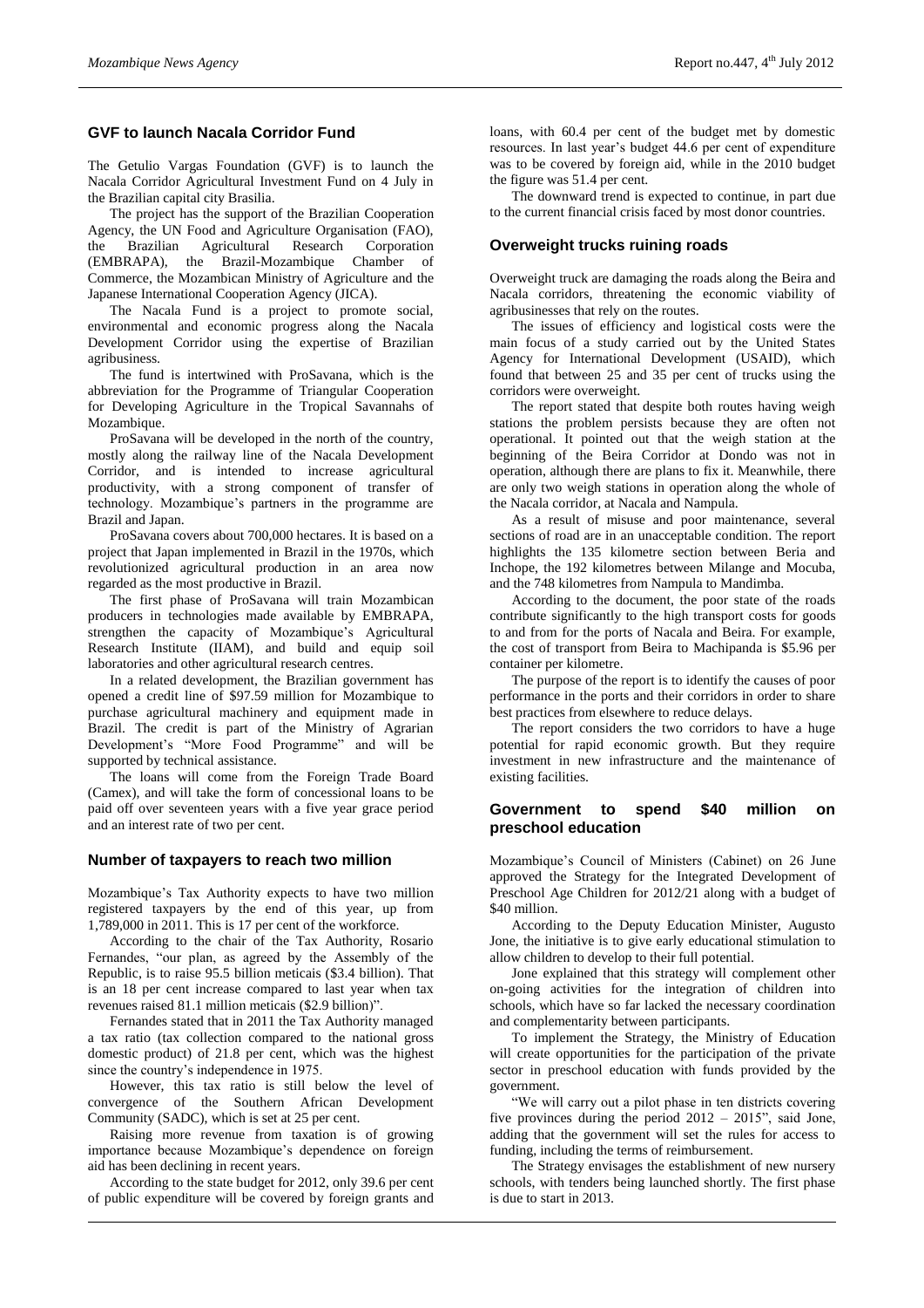## GVF to launch Nacala Corridor Fund

The Getulio Vargas Foundation (GVF) is to launch the Nacala Corridor Agricultural Investment Fund on 4 July in the Brazilian capital city Brasilia.

The project has the support of the Brazilian Cooperation Agency, the UN Food and Agriculture Organisation (FAO), the Brazilian Agricultural Research Corporation (EMBRAPA), the Brazil-Mozambique Chamber of Commerce, the Mozambican Ministry of Agriculture and the Japanese International Cooperation Agency (JICA).

The Nacala Fund is a project to promote social, environmental and economic progress along the Nacala Development Corridor using the expertise of Brazilian agribusiness.

The fund is intertwined with ProSavana, which is the abbreviation for the Programme of Triangular Cooperation for Developing Agriculture in the Tropical Savannahs of Mozambique.

ProSavana will be developed in the north of the country, mostly along the railway line of the Nacala Development Corridor, and is intended to increase agricultural productivity, with a strong component of transfer of technology. Mozambique's partners in the programme are Brazil and Japan.

ProSavana covers about 700,000 hectares. It is based on a project that Japan implemented in Brazil in the 1970s, which revolutionized agricultural production in an area now regarded as the most productive in Brazil.

The first phase of ProSavana will train Mozambican producers in technologies made available by EMBRAPA, strengthen the capacity of Mozambique's Agricultural Research Institute (IIAM), and build and equip soil laboratories and other agricultural research centres.

In a related development, the Brazilian government has opened a credit line of $97.59 million for Mozambique to purchase agricultural machinery and equipment made in Brazil. The credit is part of the Ministry of Agrarian Development's "More Food Programme" and will be supported by technical assistance.

The loans will come from the Foreign Trade Board (Camex), and will take the form of concessional loans to be paid off over seventeen years with a five year grace period and an interest rate of two per cent.

## Number of taxpayers to reach two million

Mozambique's Tax Authority expects to have two million registered taxpayers by the end of this year, up from 1,789,000 in 2011. This is 17 per cent of the workforce.

According to the chair of the Tax Authority, Rosario Fernandes, "our plan, as agreed by the Assembly of the Republic, is to raise 95.5 billion meticais ($3.4 billion). That is an 18 per cent increase compared to last year when tax revenues raised 81.1 million meticais ($2.9 billion)".

Fernandes stated that in 2011 the Tax Authority managed a tax ratio (tax collection compared to the national gross domestic product) of 21.8 per cent, which was the highest since the country's independence in 1975.

However, this tax ratio is still below the level of convergence of the Southern African Development Community (SADC), which is set at 25 per cent.

Raising more revenue from taxation is of growing importance because Mozambique's dependence on foreign aid has been declining in recent years.

According to the state budget for 2012, only 39.6 per cent of public expenditure will be covered by foreign grants and loans, with 60.4 per cent of the budget met by domestic resources. In last year's budget 44.6 per cent of expenditure was to be covered by foreign aid, while in the 2010 budget the figure was 51.4 per cent.

The downward trend is expected to continue, in part due to the current financial crisis faced by most donor countries.

## Overweight trucks ruining roads

Overweight truck are damaging the roads along the Beira and Nacala corridors, threatening the economic viability of agribusinesses that rely on the routes.

The issues of efficiency and logistical costs were the main focus of a study carried out by the United States Agency for International Development (USAID), which found that between 25 and 35 per cent of trucks using the corridors were overweight.

The report stated that despite both routes having weigh stations the problem persists because they are often not operational. It pointed out that the weigh station at the beginning of the Beira Corridor at Dondo was not in operation, although there are plans to fix it. Meanwhile, there are only two weigh stations in operation along the whole of the Nacala corridor, at Nacala and Nampula.

As a result of misuse and poor maintenance, several sections of road are in an unacceptable condition. The report highlights the 135 kilometre section between Beria and Inchope, the 192 kilometres between Milange and Mocuba, and the 748 kilometres from Nampula to Mandimba.

According to the document, the poor state of the roads contribute significantly to the high transport costs for goods to and from for the ports of Nacala and Beira. For example, the cost of transport from Beira to Machipanda is $5.96 per container per kilometre.

The purpose of the report is to identify the causes of poor performance in the ports and their corridors in order to share best practices from elsewhere to reduce delays.

The report considers the two corridors to have a huge potential for rapid economic growth. But they require investment in new infrastructure and the maintenance of existing facilities.

## Government to spend $40 million on preschool education

Mozambique's Council of Ministers (Cabinet) on 26 June approved the Strategy for the Integrated Development of Preschool Age Children for 2012/21 along with a budget of $40 million.

According to the Deputy Education Minister, Augusto Jone, the initiative is to give early educational stimulation to allow children to develop to their full potential.

Jone explained that this strategy will complement other on-going activities for the integration of children into schools, which have so far lacked the necessary coordination and complementarity between participants.

To implement the Strategy, the Ministry of Education will create opportunities for the participation of the private sector in preschool education with funds provided by the government.

"We will carry out a pilot phase in ten districts covering five provinces during the period 2012 – 2015", said Jone, adding that the government will set the rules for access to funding, including the terms of reimbursement.

The Strategy envisages the establishment of new nursery schools, with tenders being launched shortly. The first phase is due to start in 2013.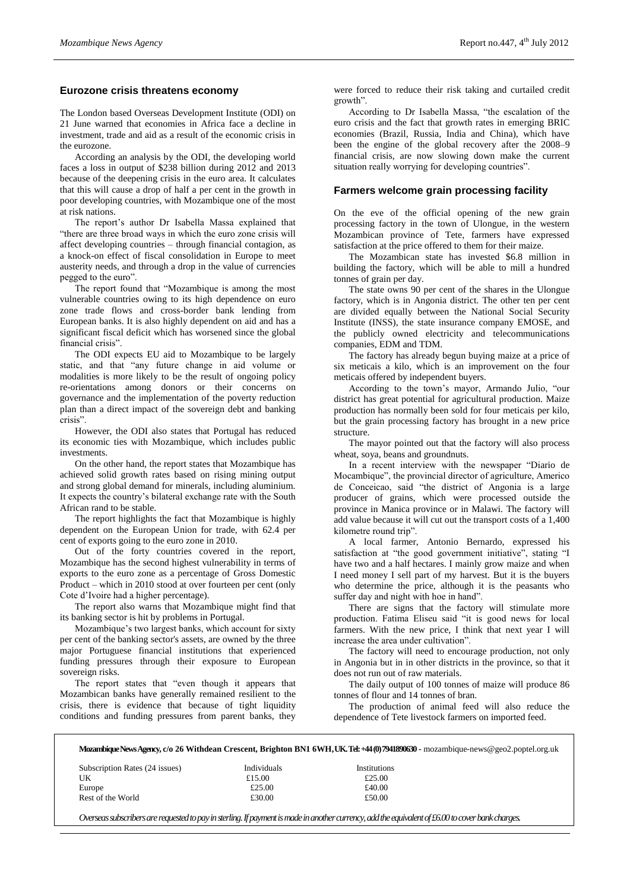## Eurozone crisis threatens economy

The London based Overseas Development Institute (ODI) on 21 June warned that economies in Africa face a decline in investment, trade and aid as a result of the economic crisis in the eurozone.

According an analysis by the ODI, the developing world faces a loss in output of $238 billion during 2012 and 2013 because of the deepening crisis in the euro area. It calculates that this will cause a drop of half a per cent in the growth in poor developing countries, with Mozambique one of the most at risk nations.

The report's author Dr Isabella Massa explained that "there are three broad ways in which the euro zone crisis will affect developing countries – through financial contagion, as a knock-on effect of fiscal consolidation in Europe to meet austerity needs, and through a drop in the value of currencies pegged to the euro".

The report found that "Mozambique is among the most vulnerable countries owing to its high dependence on euro zone trade flows and cross-border bank lending from European banks. It is also highly dependent on aid and has a significant fiscal deficit which has worsened since the global financial crisis".

The ODI expects EU aid to Mozambique to be largely static, and that "any future change in aid volume or modalities is more likely to be the result of ongoing policy re-orientations among donors or their concerns on governance and the implementation of the poverty reduction plan than a direct impact of the sovereign debt and banking crisis".

However, the ODI also states that Portugal has reduced its economic ties with Mozambique, which includes public investments.

On the other hand, the report states that Mozambique has achieved solid growth rates based on rising mining output and strong global demand for minerals, including aluminium. It expects the country's bilateral exchange rate with the South African rand to be stable.

The report highlights the fact that Mozambique is highly dependent on the European Union for trade, with 62.4 per cent of exports going to the euro zone in 2010.

Out of the forty countries covered in the report, Mozambique has the second highest vulnerability in terms of exports to the euro zone as a percentage of Gross Domestic Product – which in 2010 stood at over fourteen per cent (only Cote d'Ivoire had a higher percentage).

The report also warns that Mozambique might find that its banking sector is hit by problems in Portugal.

Mozambique's two largest banks, which account for sixty per cent of the banking sector's assets, are owned by the three major Portuguese financial institutions that experienced funding pressures through their exposure to European sovereign risks.

The report states that "even though it appears that Mozambican banks have generally remained resilient to the crisis, there is evidence that because of tight liquidity conditions and funding pressures from parent banks, they were forced to reduce their risk taking and curtailed credit growth".

According to Dr Isabella Massa, "the escalation of the euro crisis and the fact that growth rates in emerging BRIC economies (Brazil, Russia, India and China), which have been the engine of the global recovery after the 2008–9 financial crisis, are now slowing down make the current situation really worrying for developing countries".

## Farmers welcome grain processing facility

On the eve of the official opening of the new grain processing factory in the town of Ulongue, in the western Mozambican province of Tete, farmers have expressed satisfaction at the price offered to them for their maize.

The Mozambican state has invested $6.8 million in building the factory, which will be able to mill a hundred tonnes of grain per day.

The state owns 90 per cent of the shares in the Ulongue factory, which is in Angonia district. The other ten per cent are divided equally between the National Social Security Institute (INSS), the state insurance company EMOSE, and the publicly owned electricity and telecommunications companies, EDM and TDM.

The factory has already begun buying maize at a price of six meticais a kilo, which is an improvement on the four meticais offered by independent buyers.

According to the town's mayor, Armando Julio, "our district has great potential for agricultural production. Maize production has normally been sold for four meticais per kilo, but the grain processing factory has brought in a new price structure.

The mayor pointed out that the factory will also process wheat, soya, beans and groundnuts.

In a recent interview with the newspaper "Diario de Mocambique", the provincial director of agriculture, Americo de Conceicao, said "the district of Angonia is a large producer of grains, which were processed outside the province in Manica province or in Malawi. The factory will add value because it will cut out the transport costs of a 1,400 kilometre round trip".

A local farmer, Antonio Bernardo, expressed his satisfaction at "the good government initiative", stating "I have two and a half hectares. I mainly grow maize and when I need money I sell part of my harvest. But it is the buyers who determine the price, although it is the peasants who suffer day and night with hoe in hand".

There are signs that the factory will stimulate more production. Fatima Eliseu said "it is good news for local farmers. With the new price, I think that next year I will increase the area under cultivation".

The factory will need to encourage production, not only in Angonia but in in other districts in the province, so that it does not run out of raw materials.

The daily output of 100 tonnes of maize will produce 86 tonnes of flour and 14 tonnes of bran.

The production of animal feed will also reduce the dependence of Tete livestock farmers on imported feed.

**Mozambique News Agency, c/o 26 Withdean Crescent, Brighton BN1 6WH, UK. Tel: +44 (0)7941890630** - mozambique-news@geo2.poptel.org.uk

| Subscription Rates (24 issues) | Individuals | Institutions |
|---|---|---|
| UK | £15.00 | £25.00 |
| Europe | £25.00 | £40.00 |
| Rest of the World | £30.00 | £50.00 |

*Overseas subscribers are requested to pay in sterling. If payment is made in another currency, add the equivalent of £6.00 to cover bank charges.*